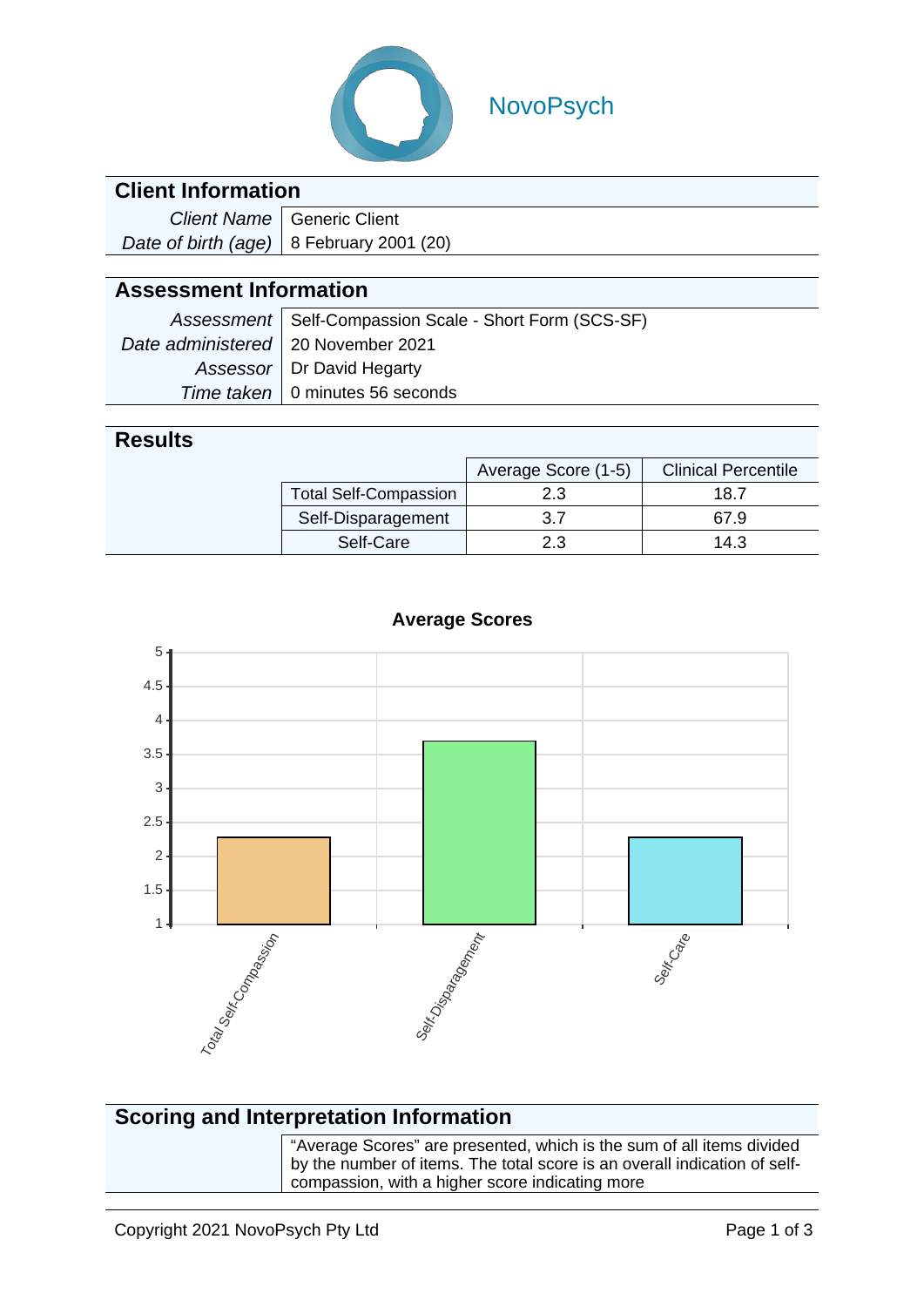NovoPsych

## Client Information

| | |
|---|---|
| *Client Name* | Generic Client |
| *Date of birth (age)* | 8 February 2001 (20) |

## Assessment Information

| | |
|---|---|
| *Assessment* | Self-Compassion Scale - Short Form (SCS-SF) |
| *Date administered* | 20 November 2021 |
| *Assessor* | Dr David Hegarty |
| *Time taken* | 0 minutes 56 seconds |

## Results

| | Average Score (1-5) | Clinical Percentile |
|---|---|---|
| Total Self-Compassion | 2.3 | 18.7 |
| Self-Disparagement | 3.7 | 67.9 |
| Self-Care | 2.3 | 14.3 |

**Average Scores**

## Scoring and Interpretation Information

"Average Scores" are presented, which is the sum of all items divided by the number of items. The total score is an overall indication of self-compassion, with a higher score indicating more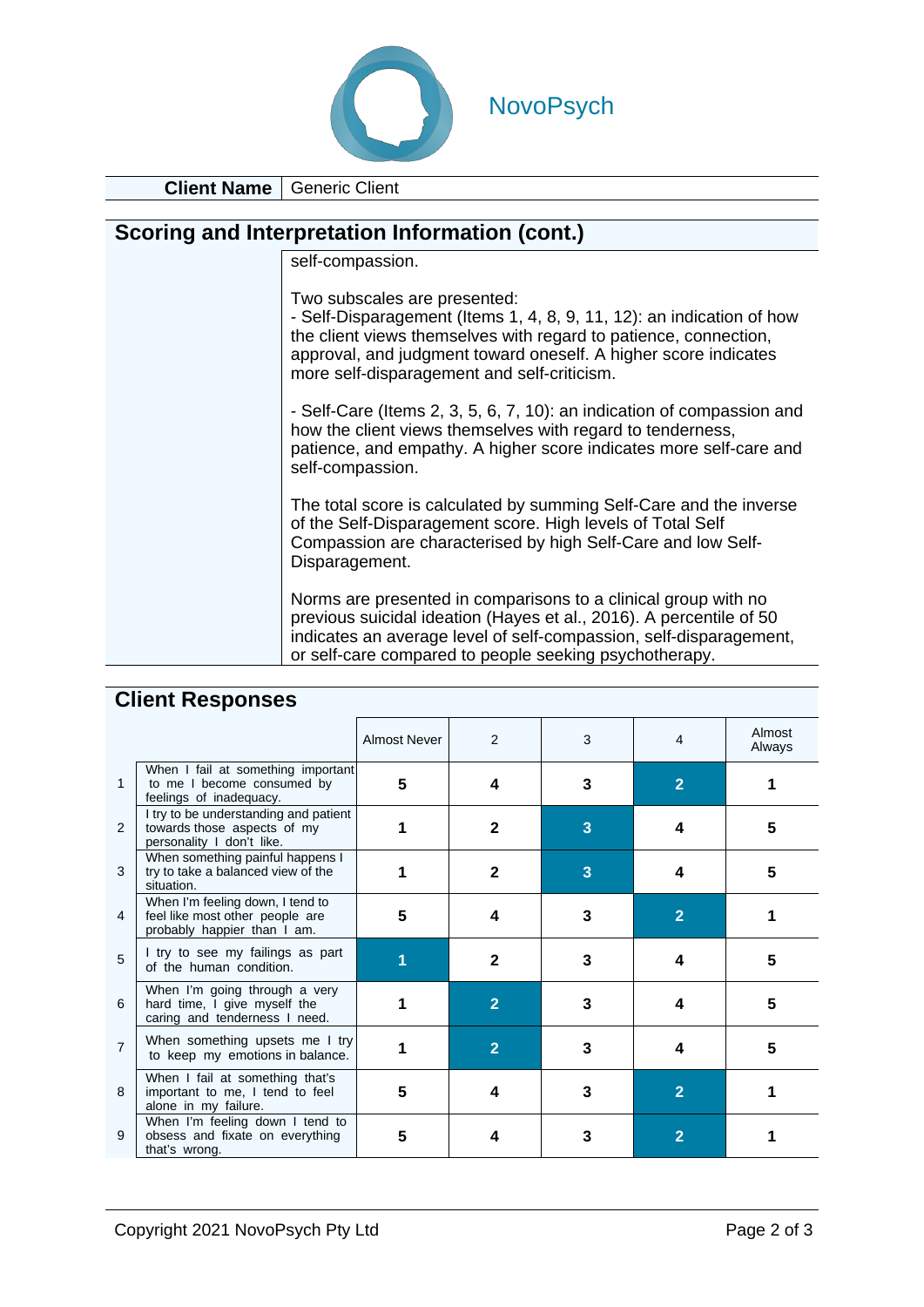| **Client Name** | Generic Client |
|---|---|

## Scoring and Interpretation Information (cont.)

self-compassion.

Two subscales are presented:
- Self-Disparagement (Items 1, 4, 8, 9, 11, 12): an indication of how the client views themselves with regard to patience, connection, approval, and judgment toward oneself. A higher score indicates more self-disparagement and self-criticism.

- Self-Care (Items 2, 3, 5, 6, 7, 10): an indication of compassion and how the client views themselves with regard to tenderness, patience, and empathy. A higher score indicates more self-care and self-compassion.

The total score is calculated by summing Self-Care and the inverse of the Self-Disparagement score. High levels of Total Self Compassion are characterised by high Self-Care and low Self-Disparagement.

Norms are presented in comparisons to a clinical group with no previous suicidal ideation (Hayes et al., 2016). A percentile of 50 indicates an average level of self-compassion, self-disparagement, or self-care compared to people seeking psychotherapy.

## Client Responses

| | | Almost Never | 2 | 3 | 4 | Almost Always |
|---|---|---|---|---|---|---|
| 1 | When I fail at something important to me I become consumed by feelings of inadequacy. | 5 | 4 | 3 | **[2]** | 1 |
| 2 | I try to be understanding and patient towards those aspects of my personality I don't like. | 1 | 2 | **[3]** | 4 | 5 |
| 3 | When something painful happens I try to take a balanced view of the situation. | 1 | 2 | **[3]** | 4 | 5 |
| 4 | When I'm feeling down, I tend to feel like most other people are probably happier than I am. | 5 | 4 | 3 | **[2]** | 1 |
| 5 | I try to see my failings as part of the human condition. | **[1]** | 2 | 3 | 4 | 5 |
| 6 | When I'm going through a very hard time, I give myself the caring and tenderness I need. | 1 | **[2]** | 3 | 4 | 5 |
| 7 | When something upsets me I try to keep my emotions in balance. | 1 | **[2]** | 3 | 4 | 5 |
| 8 | When I fail at something that's important to me, I tend to feel alone in my failure. | 5 | 4 | 3 | **[2]** | 1 |
| 9 | When I'm feeling down I tend to obsess and fixate on everything that's wrong. | 5 | 4 | 3 | **[2]** | 1 |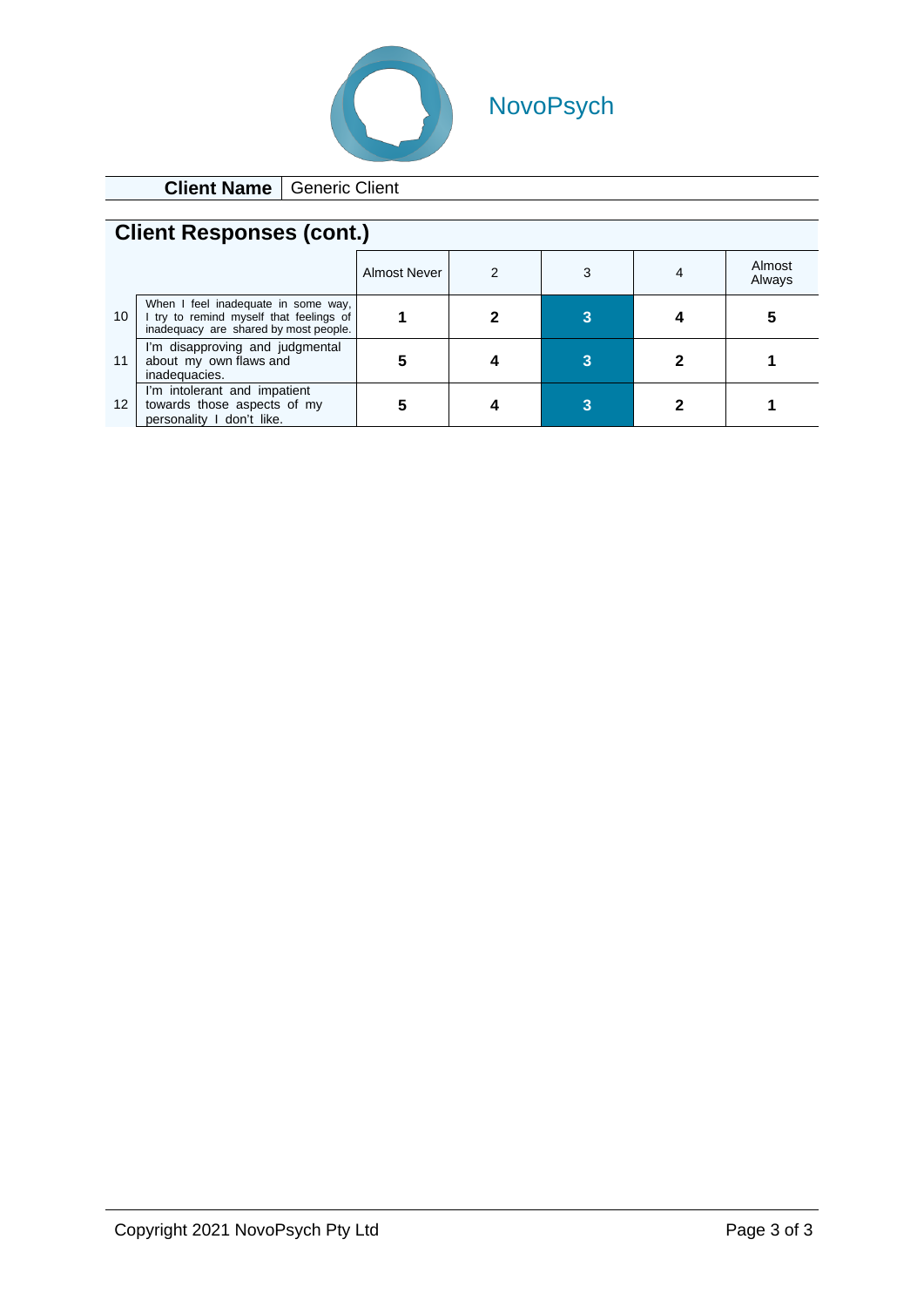NovoPsych

| **Client Name** | Generic Client |
|---|---|

## Client Responses (cont.)

| | | Almost Never | 2 | 3 | 4 | Almost Always |
|---|---|---|---|---|---|---|
| 10 | When I feel inadequate in some way, I try to remind myself that feelings of inadequacy are shared by most people. | **1** | **2** | **3** | **4** | **5** |
| 11 | I'm disapproving and judgmental about my own flaws and inadequacies. | **5** | **4** | **3** | **2** | **1** |
| 12 | I'm intolerant and impatient towards those aspects of my personality I don't like. | **5** | **4** | **3** | **2** | **1** |

Copyright 2021 NovoPsych Pty Ltd